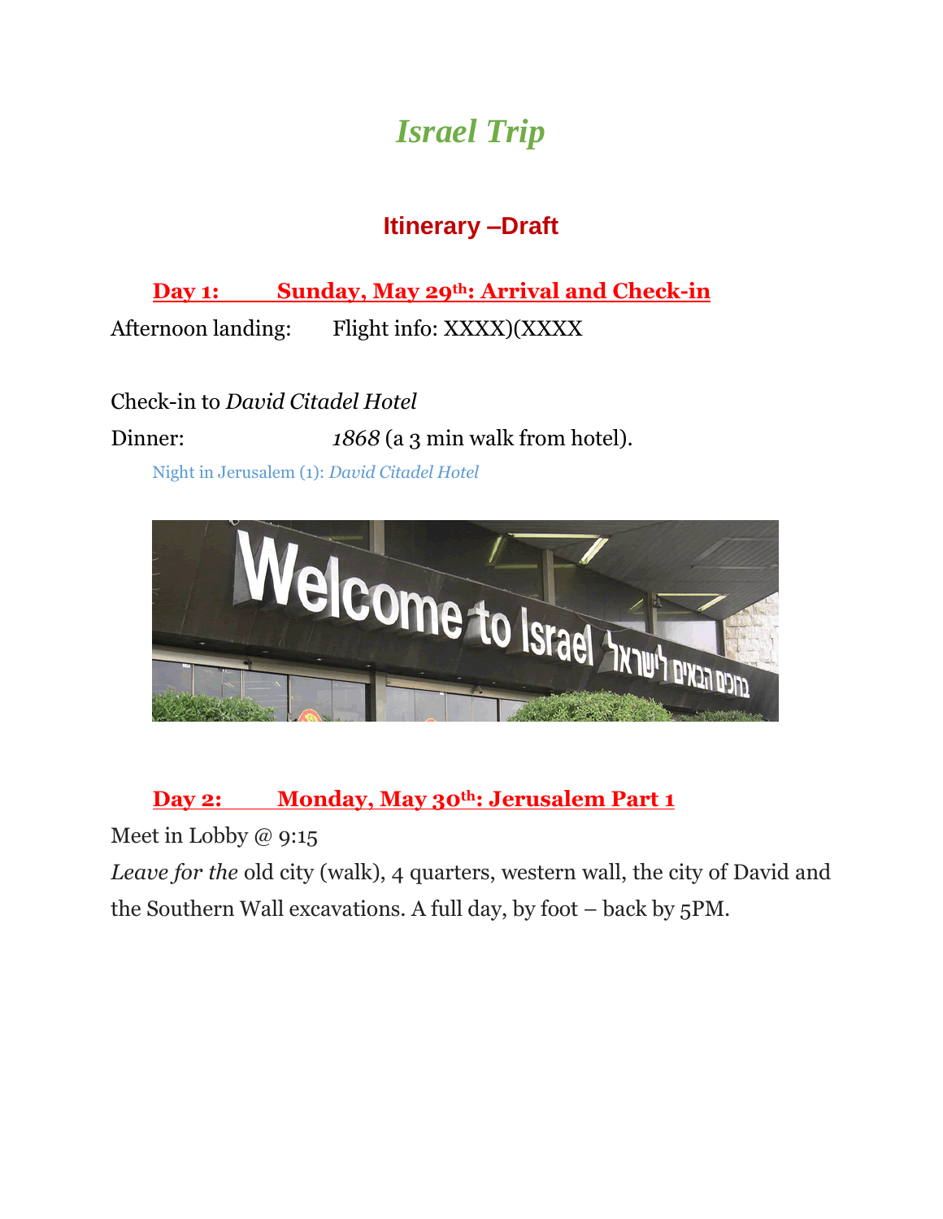# *Israel Trip*

## Itinerary –Draft

### Day 1: Sunday, May 29th: Arrival and Check-in

Afternoon landing: Flight info: XXXX)(XXXX

Check-in to *David Citadel Hotel*

Dinner: *1868* (a 3 min walk from hotel).

Night in Jerusalem (1): *David Citadel Hotel*

### Day 2: Monday, May 30th: Jerusalem Part 1

Meet in Lobby @ 9:15

*Leave for the* old city (walk), 4 quarters, western wall, the city of David and the Southern Wall excavations. A full day, by foot – back by 5PM.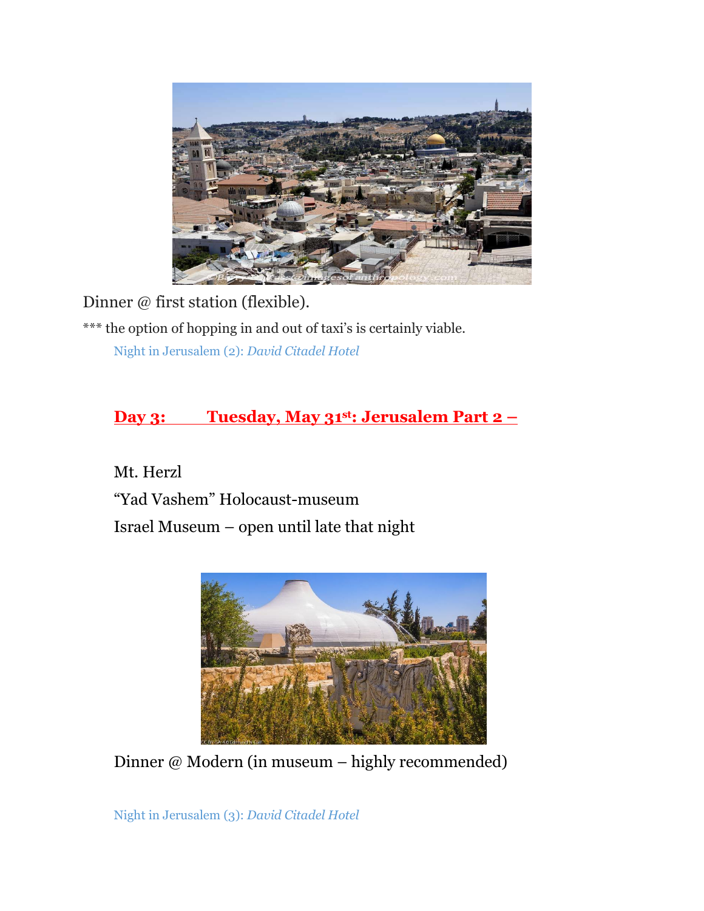Dinner @ first station (flexible).

*** the option of hopping in and out of taxi's is certainly viable.

Night in Jerusalem (2): *David Citadel Hotel*

## **Day 3: Tuesday, May 31st: Jerusalem Part 2 –**

Mt. Herzl

"Yad Vashem" Holocaust-museum

Israel Museum – open until late that night

Dinner @ Modern (in museum – highly recommended)

Night in Jerusalem (3): *David Citadel Hotel*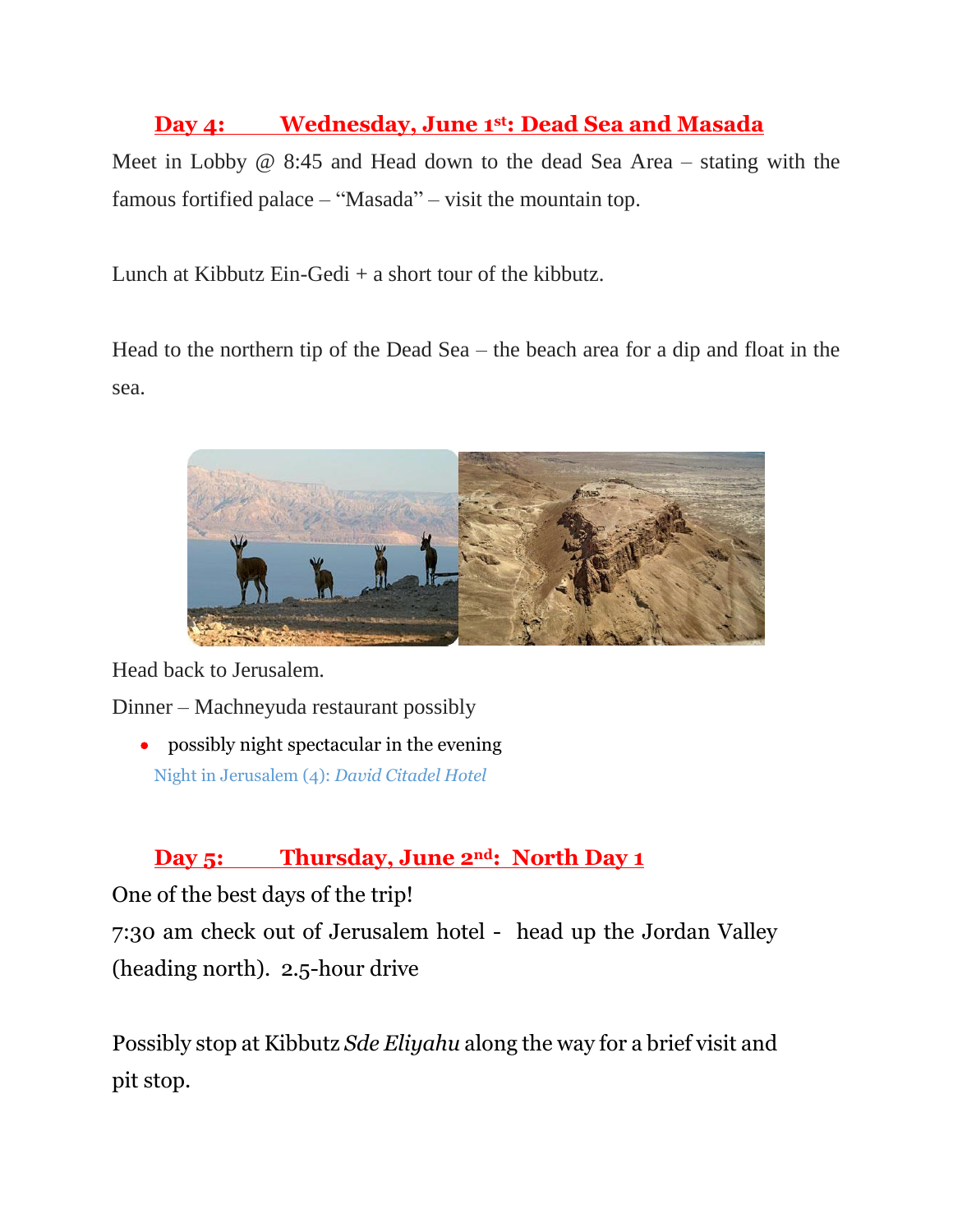## Day 4: Wednesday, June 1st: Dead Sea and Masada

Meet in Lobby @ 8:45 and Head down to the dead Sea Area – stating with the famous fortified palace – "Masada" – visit the mountain top.

Lunch at Kibbutz Ein-Gedi + a short tour of the kibbutz.

Head to the northern tip of the Dead Sea – the beach area for a dip and float in the sea.

Head back to Jerusalem.

Dinner – Machneyuda restaurant possibly

- possibly night spectacular in the evening

Night in Jerusalem (4): *David Citadel Hotel*

## Day 5: Thursday, June 2nd: North Day 1

One of the best days of the trip!

7:30 am check out of Jerusalem hotel - head up the Jordan Valley (heading north). 2.5-hour drive

Possibly stop at Kibbutz *Sde Eliyahu* along the way for a brief visit and pit stop.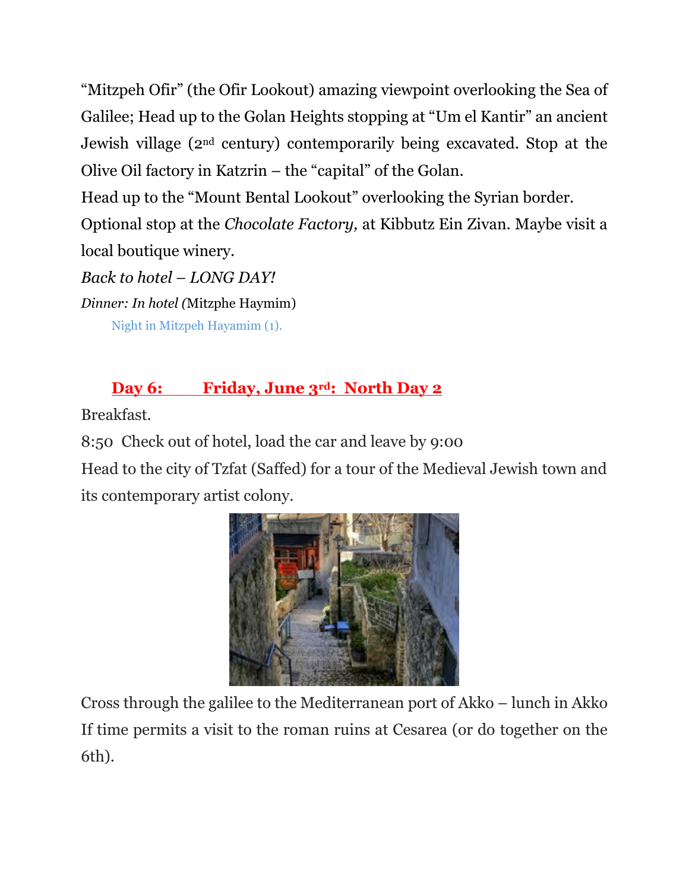"Mitzpeh Ofir" (the Ofir Lookout) amazing viewpoint overlooking the Sea of Galilee; Head up to the Golan Heights stopping at "Um el Kantir" an ancient Jewish village (2nd century) contemporarily being excavated. Stop at the Olive Oil factory in Katzrin – the "capital" of the Golan.

Head up to the "Mount Bental Lookout" overlooking the Syrian border.

Optional stop at the *Chocolate Factory,* at Kibbutz Ein Zivan. Maybe visit a local boutique winery.

*Back to hotel – LONG DAY!*

*Dinner: In hotel (*Mitzphe Haymim)

Night in Mitzpeh Hayamim (1).

## Day 6: Friday, June 3rd: North Day 2

Breakfast.

8:50 Check out of hotel, load the car and leave by 9:00

Head to the city of Tzfat (Saffed) for a tour of the Medieval Jewish town and its contemporary artist colony.

Cross through the galilee to the Mediterranean port of Akko – lunch in Akko

If time permits a visit to the roman ruins at Cesarea (or do together on the 6th).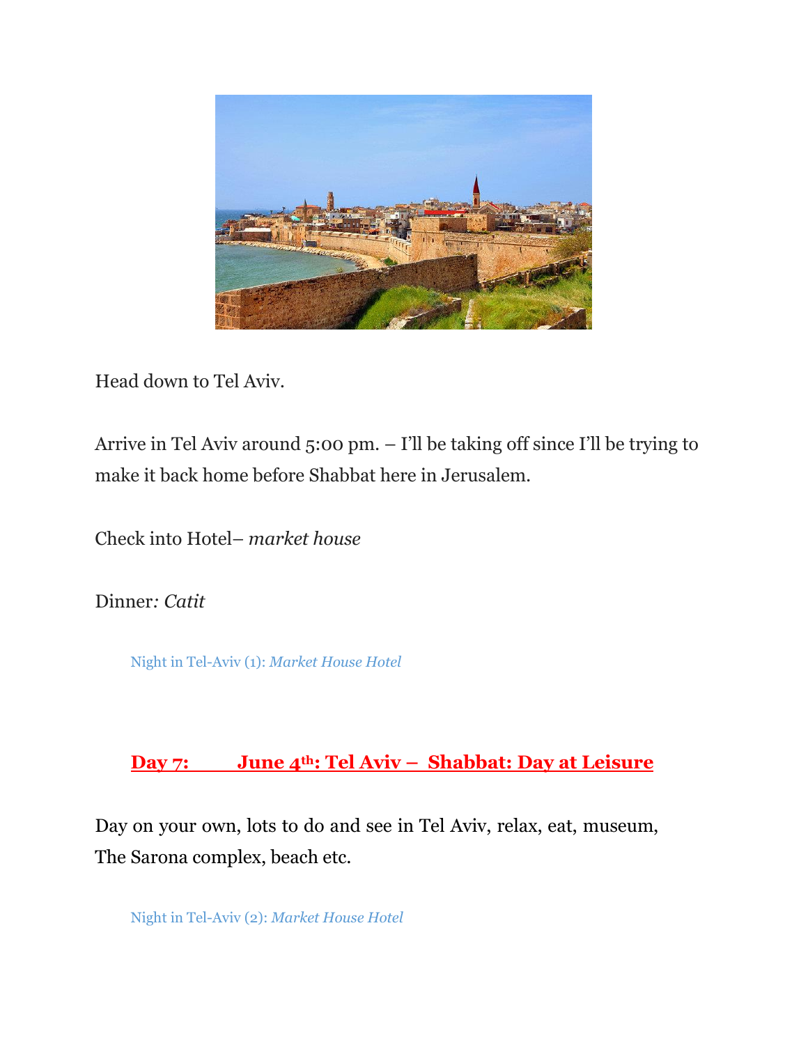Head down to Tel Aviv.

Arrive in Tel Aviv around 5:00 pm. – I'll be taking off since I'll be trying to make it back home before Shabbat here in Jerusalem.

Check into Hotel– *market house*

Dinner*: Catit*

Night in Tel-Aviv (1): *Market House Hotel*

## Day 7: June 4th: Tel Aviv – Shabbat: Day at Leisure

Day on your own, lots to do and see in Tel Aviv, relax, eat, museum, The Sarona complex, beach etc.

Night in Tel-Aviv (2): *Market House Hotel*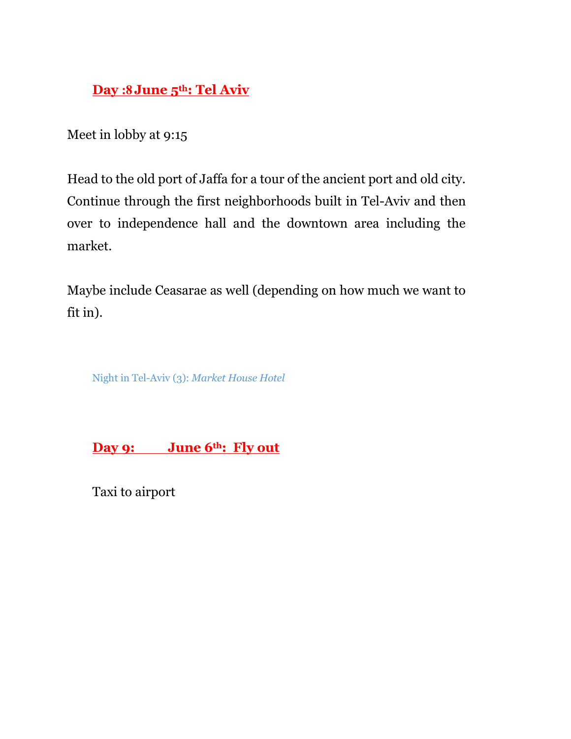## Day :8 June 5th: Tel Aviv

Meet in lobby at 9:15

Head to the old port of Jaffa for a tour of the ancient port and old city. Continue through the first neighborhoods built in Tel-Aviv and then over to independence hall and the downtown area including the market.

Maybe include Ceasarae as well (depending on how much we want to fit in).

Night in Tel-Aviv (3): *Market House Hotel*

## Day 9: June 6th: Fly out

Taxi to airport